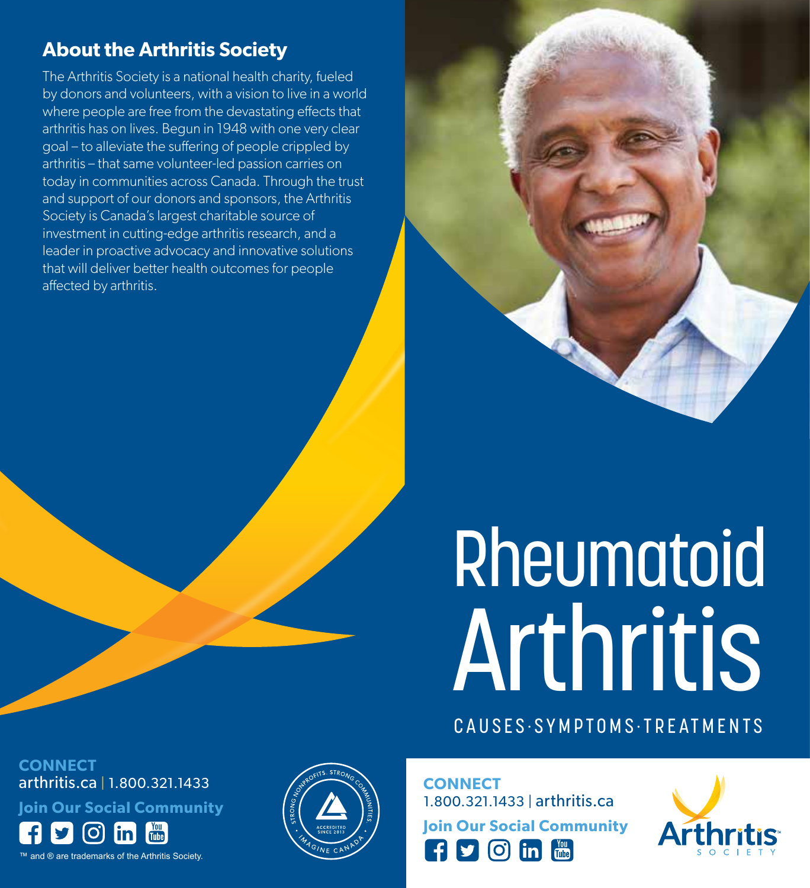## About the Arthritis Society

The Arthritis Society is a national health charity, fueled by donors and volunteers, with a vision to live in a world where people are free from the devastating effects that arthritis has on lives. Begun in 1948 with one very clear goal – to alleviate the suffering of people crippled by arthritis – that same volunteer-led passion carries on today in communities across Canada. Through the trust and support of our donors and sponsors, the Arthritis Society is Canada's largest charitable source of investment in cutting-edge arthritis research, and a leader in proactive advocacy and innovative solutions that will deliver better health outcomes for people affected by arthritis.

**CONNECT**

arthritis.ca | 1.800.321.1433

**Join Our Social Community**

™ and ® are trademarks of the Arthritis Society.

STRONG NONPROFITS. STRONG COMMUNITIES. IMAGINE CANADA · ACCREDITED SINCE 2013

# Rheumatoid Arthritis

CAUSES·SYMPTOMS·TREATMENTS

**CONNECT**

1.800.321.1433 | arthritis.ca

**Join Our Social Community**

Arthritis SOCIETY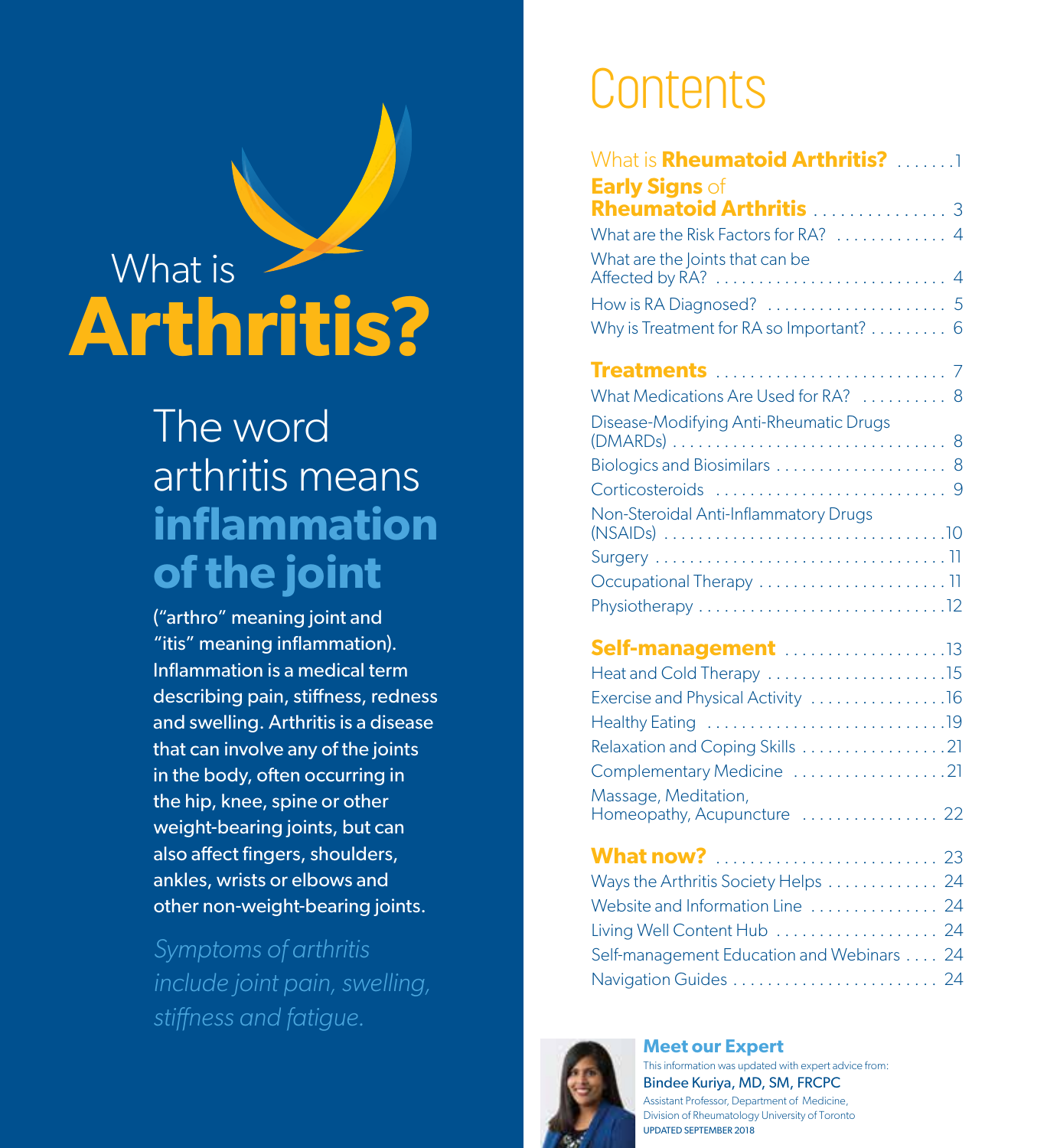# What is Arthritis?

## The word arthritis means **inflammation of the joint**

("arthro" meaning joint and "itis" meaning inflammation). Inflammation is a medical term describing pain, stiffness, redness and swelling. Arthritis is a disease that can involve any of the joints in the body, often occurring in the hip, knee, spine or other weight-bearing joints, but can also affect fingers, shoulders, ankles, wrists or elbows and other non-weight-bearing joints.

*Symptoms of arthritis include joint pain, swelling, stiffness and fatigue.*

# Contents

What is **Rheumatoid Arthritis?** ....... 1

**Early Signs** of **Rheumatoid Arthritis** ................ 3

What are the Risk Factors for RA? ............. 4

What are the Joints that can be Affected by RA? ........................... 4

How is RA Diagnosed? ..................... 5

Why is Treatment for RA so Important? ......... 6

**Treatments** ........................... 7

What Medications Are Used for RA? .......... 8

Disease-Modifying Anti-Rheumatic Drugs (DMARDs) ................................ 8

Biologics and Biosimilars .................... 8

Corticosteroids ........................... 9

Non-Steroidal Anti-Inflammatory Drugs (NSAIDs) ................................. 10

Surgery .................................. 11

Occupational Therapy ...................... 11

Physiotherapy ............................. 12

**Self-management** ................... 13

Heat and Cold Therapy ..................... 15

Exercise and Physical Activity ................ 16

Healthy Eating ............................ 19

Relaxation and Coping Skills ................. 21

Complementary Medicine .................. 21

Massage, Meditation, Homeopathy, Acupuncture ................ 22

**What now?** .......................... 23

Ways the Arthritis Society Helps ............. 24

Website and Information Line ............... 24

Living Well Content Hub ................... 24

Self-management Education and Webinars .... 24

Navigation Guides ........................ 24

**Meet our Expert**

This information was updated with expert advice from:

Bindee Kuriya, MD, SM, FRCPC

Assistant Professor, Department of Medicine, Division of Rheumatology University of Toronto

UPDATED SEPTEMBER 2018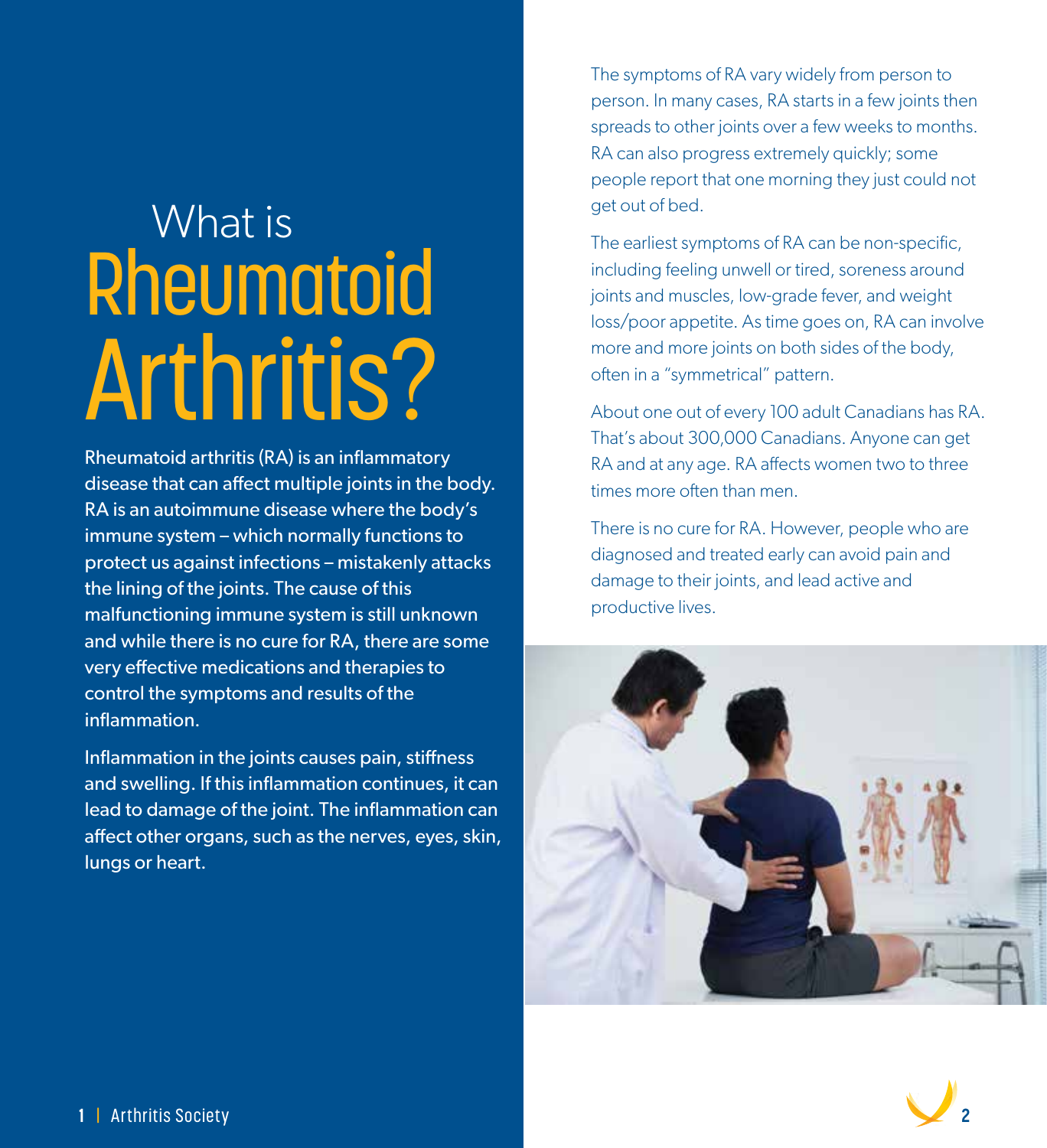# What is Rheumatoid Arthritis?

Rheumatoid arthritis (RA) is an inflammatory disease that can affect multiple joints in the body. RA is an autoimmune disease where the body's immune system – which normally functions to protect us against infections – mistakenly attacks the lining of the joints. The cause of this malfunctioning immune system is still unknown and while there is no cure for RA, there are some very effective medications and therapies to control the symptoms and results of the inflammation.

Inflammation in the joints causes pain, stiffness and swelling. If this inflammation continues, it can lead to damage of the joint. The inflammation can affect other organs, such as the nerves, eyes, skin, lungs or heart.

The symptoms of RA vary widely from person to person. In many cases, RA starts in a few joints then spreads to other joints over a few weeks to months. RA can also progress extremely quickly; some people report that one morning they just could not get out of bed.

The earliest symptoms of RA can be non-specific, including feeling unwell or tired, soreness around joints and muscles, low-grade fever, and weight loss/poor appetite. As time goes on, RA can involve more and more joints on both sides of the body, often in a "symmetrical" pattern.

About one out of every 100 adult Canadians has RA. That's about 300,000 Canadians. Anyone can get RA and at any age. RA affects women two to three times more often than men.

There is no cure for RA. However, people who are diagnosed and treated early can avoid pain and damage to their joints, and lead active and productive lives.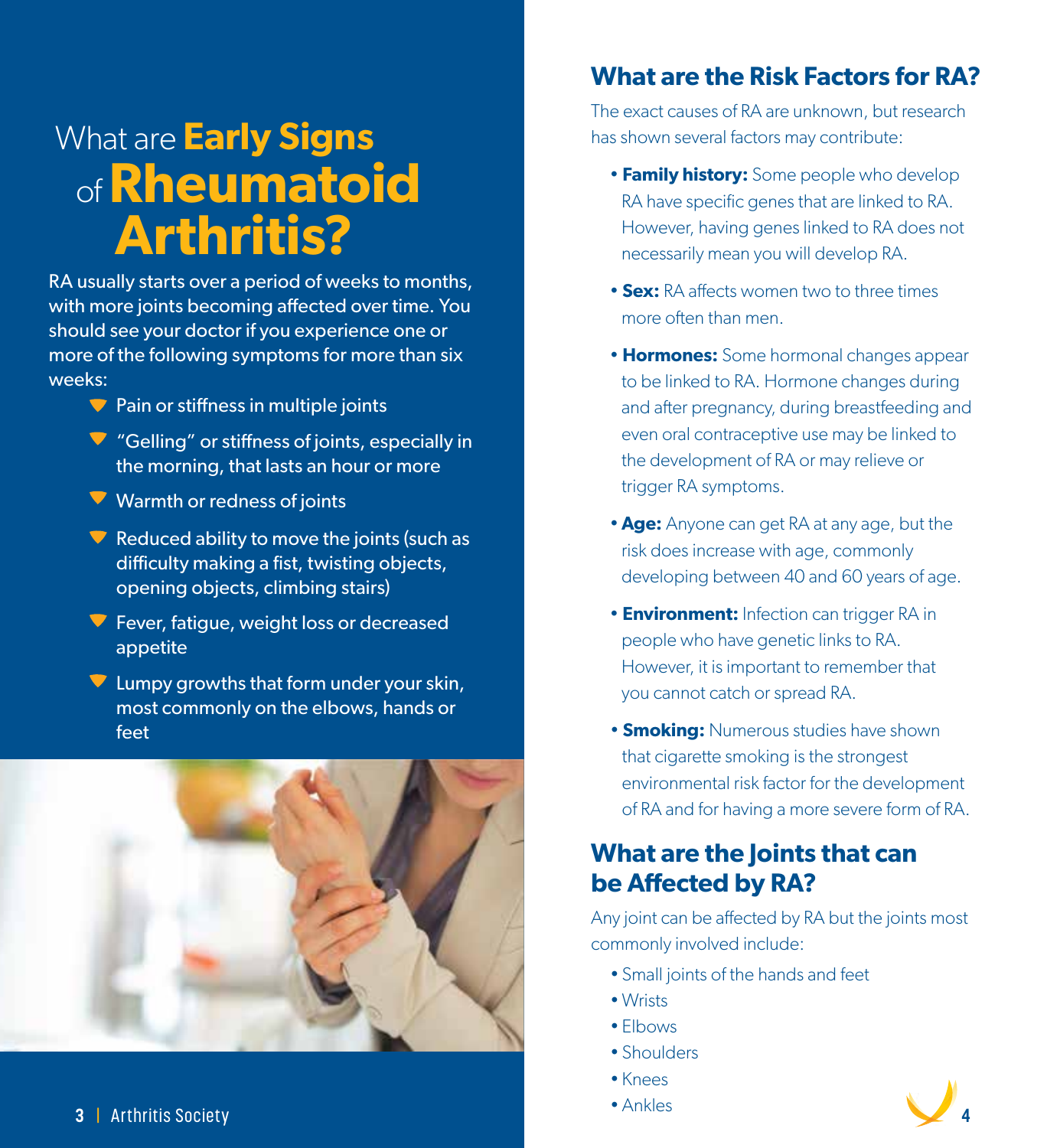# What are **Early Signs** of **Rheumatoid Arthritis?**

RA usually starts over a period of weeks to months, with more joints becoming affected over time. You should see your doctor if you experience one or more of the following symptoms for more than six weeks:

- Pain or stiffness in multiple joints
- "Gelling" or stiffness of joints, especially in the morning, that lasts an hour or more
- Warmth or redness of joints
- Reduced ability to move the joints (such as difficulty making a fist, twisting objects, opening objects, climbing stairs)
- Fever, fatigue, weight loss or decreased appetite
- Lumpy growths that form under your skin, most commonly on the elbows, hands or feet

## What are the Risk Factors for RA?

The exact causes of RA are unknown, but research has shown several factors may contribute:

- **Family history:** Some people who develop RA have specific genes that are linked to RA. However, having genes linked to RA does not necessarily mean you will develop RA.
- **Sex:** RA affects women two to three times more often than men.
- **Hormones:** Some hormonal changes appear to be linked to RA. Hormone changes during and after pregnancy, during breastfeeding and even oral contraceptive use may be linked to the development of RA or may relieve or trigger RA symptoms.
- **Age:** Anyone can get RA at any age, but the risk does increase with age, commonly developing between 40 and 60 years of age.
- **Environment:** Infection can trigger RA in people who have genetic links to RA. However, it is important to remember that you cannot catch or spread RA.
- **Smoking:** Numerous studies have shown that cigarette smoking is the strongest environmental risk factor for the development of RA and for having a more severe form of RA.

## What are the Joints that can be Affected by RA?

Any joint can be affected by RA but the joints most commonly involved include:

- Small joints of the hands and feet
- Wrists
- Elbows
- Shoulders
- Knees
- Ankles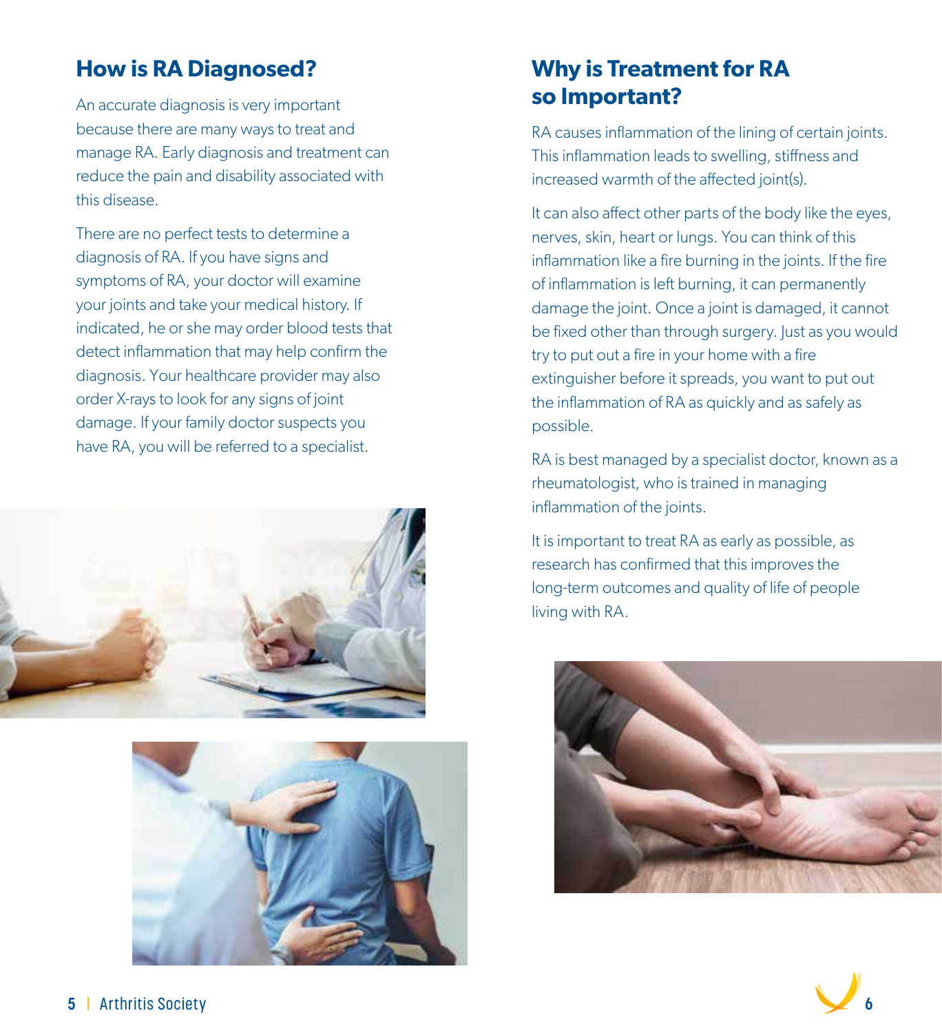## How is RA Diagnosed?

An accurate diagnosis is very important because there are many ways to treat and manage RA. Early diagnosis and treatment can reduce the pain and disability associated with this disease.

There are no perfect tests to determine a diagnosis of RA. If you have signs and symptoms of RA, your doctor will examine your joints and take your medical history. If indicated, he or she may order blood tests that detect inflammation that may help confirm the diagnosis. Your healthcare provider may also order X-rays to look for any signs of joint damage. If your family doctor suspects you have RA, you will be referred to a specialist.

## Why is Treatment for RA so Important?

RA causes inflammation of the lining of certain joints. This inflammation leads to swelling, stiffness and increased warmth of the affected joint(s).

It can also affect other parts of the body like the eyes, nerves, skin, heart or lungs. You can think of this inflammation like a fire burning in the joints. If the fire of inflammation is left burning, it can permanently damage the joint. Once a joint is damaged, it cannot be fixed other than through surgery. Just as you would try to put out a fire in your home with a fire extinguisher before it spreads, you want to put out the inflammation of RA as quickly and as safely as possible.

RA is best managed by a specialist doctor, known as a rheumatologist, who is trained in managing inflammation of the joints.

It is important to treat RA as early as possible, as research has confirmed that this improves the long-term outcomes and quality of life of people living with RA.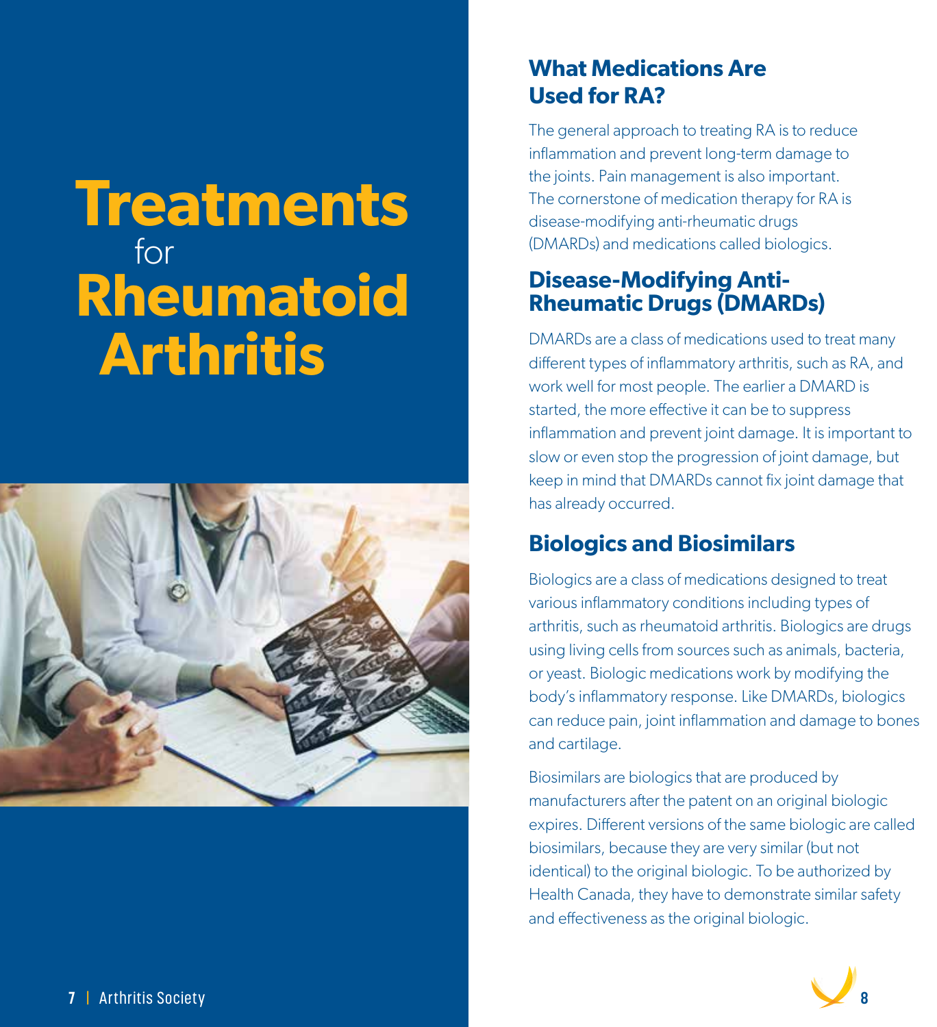# Treatments for Rheumatoid Arthritis

## What Medications Are Used for RA?

The general approach to treating RA is to reduce inflammation and prevent long-term damage to the joints. Pain management is also important. The cornerstone of medication therapy for RA is disease-modifying anti-rheumatic drugs (DMARDs) and medications called biologics.

## Disease-Modifying Anti-Rheumatic Drugs (DMARDs)

DMARDs are a class of medications used to treat many different types of inflammatory arthritis, such as RA, and work well for most people. The earlier a DMARD is started, the more effective it can be to suppress inflammation and prevent joint damage. It is important to slow or even stop the progression of joint damage, but keep in mind that DMARDs cannot fix joint damage that has already occurred.

## Biologics and Biosimilars

Biologics are a class of medications designed to treat various inflammatory conditions including types of arthritis, such as rheumatoid arthritis. Biologics are drugs using living cells from sources such as animals, bacteria, or yeast. Biologic medications work by modifying the body's inflammatory response. Like DMARDs, biologics can reduce pain, joint inflammation and damage to bones and cartilage.

Biosimilars are biologics that are produced by manufacturers after the patent on an original biologic expires. Different versions of the same biologic are called biosimilars, because they are very similar (but not identical) to the original biologic. To be authorized by Health Canada, they have to demonstrate similar safety and effectiveness as the original biologic.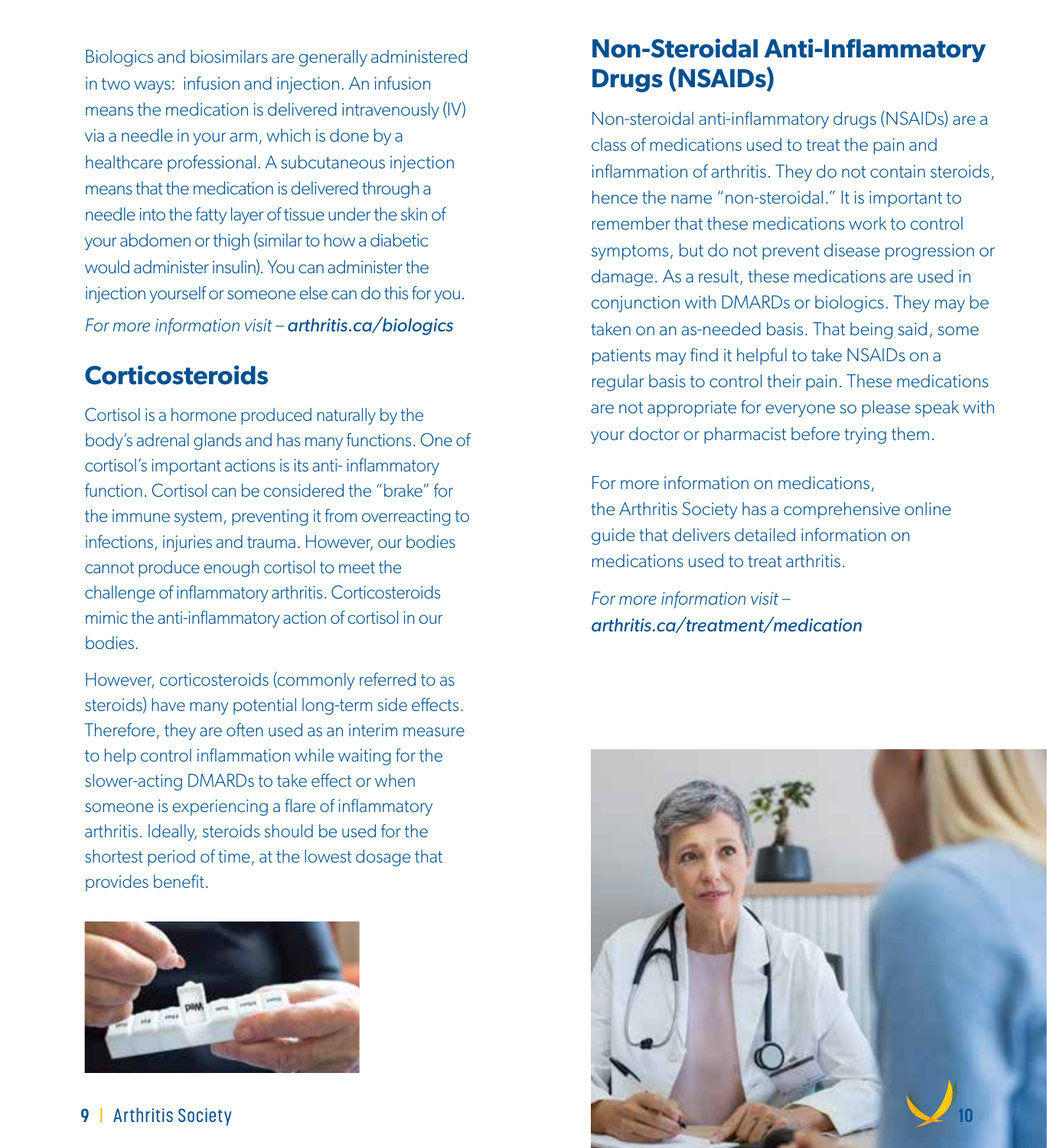Biologics and biosimilars are generally administered in two ways: infusion and injection. An infusion means the medication is delivered intravenously (IV) via a needle in your arm, which is done by a healthcare professional. A subcutaneous injection means that the medication is delivered through a needle into the fatty layer of tissue under the skin of your abdomen or thigh (similar to how a diabetic would administer insulin). You can administer the injection yourself or someone else can do this for you.

*For more information visit –* ***arthritis.ca/biologics***

## Corticosteroids

Cortisol is a hormone produced naturally by the body's adrenal glands and has many functions. One of cortisol's important actions is its anti- inflammatory function. Cortisol can be considered the "brake" for the immune system, preventing it from overreacting to infections, injuries and trauma. However, our bodies cannot produce enough cortisol to meet the challenge of inflammatory arthritis. Corticosteroids mimic the anti-inflammatory action of cortisol in our bodies.

However, corticosteroids (commonly referred to as steroids) have many potential long-term side effects. Therefore, they are often used as an interim measure to help control inflammation while waiting for the slower-acting DMARDs to take effect or when someone is experiencing a flare of inflammatory arthritis. Ideally, steroids should be used for the shortest period of time, at the lowest dosage that provides benefit.

## Non-Steroidal Anti-Inflammatory Drugs (NSAIDs)

Non-steroidal anti-inflammatory drugs (NSAIDs) are a class of medications used to treat the pain and inflammation of arthritis. They do not contain steroids, hence the name "non-steroidal." It is important to remember that these medications work to control symptoms, but do not prevent disease progression or damage. As a result, these medications are used in conjunction with DMARDs or biologics. They may be taken on an as-needed basis. That being said, some patients may find it helpful to take NSAIDs on a regular basis to control their pain. These medications are not appropriate for everyone so please speak with your doctor or pharmacist before trying them.

For more information on medications, the Arthritis Society has a comprehensive online guide that delivers detailed information on medications used to treat arthritis.

*For more information visit –* ***arthritis.ca/treatment/medication***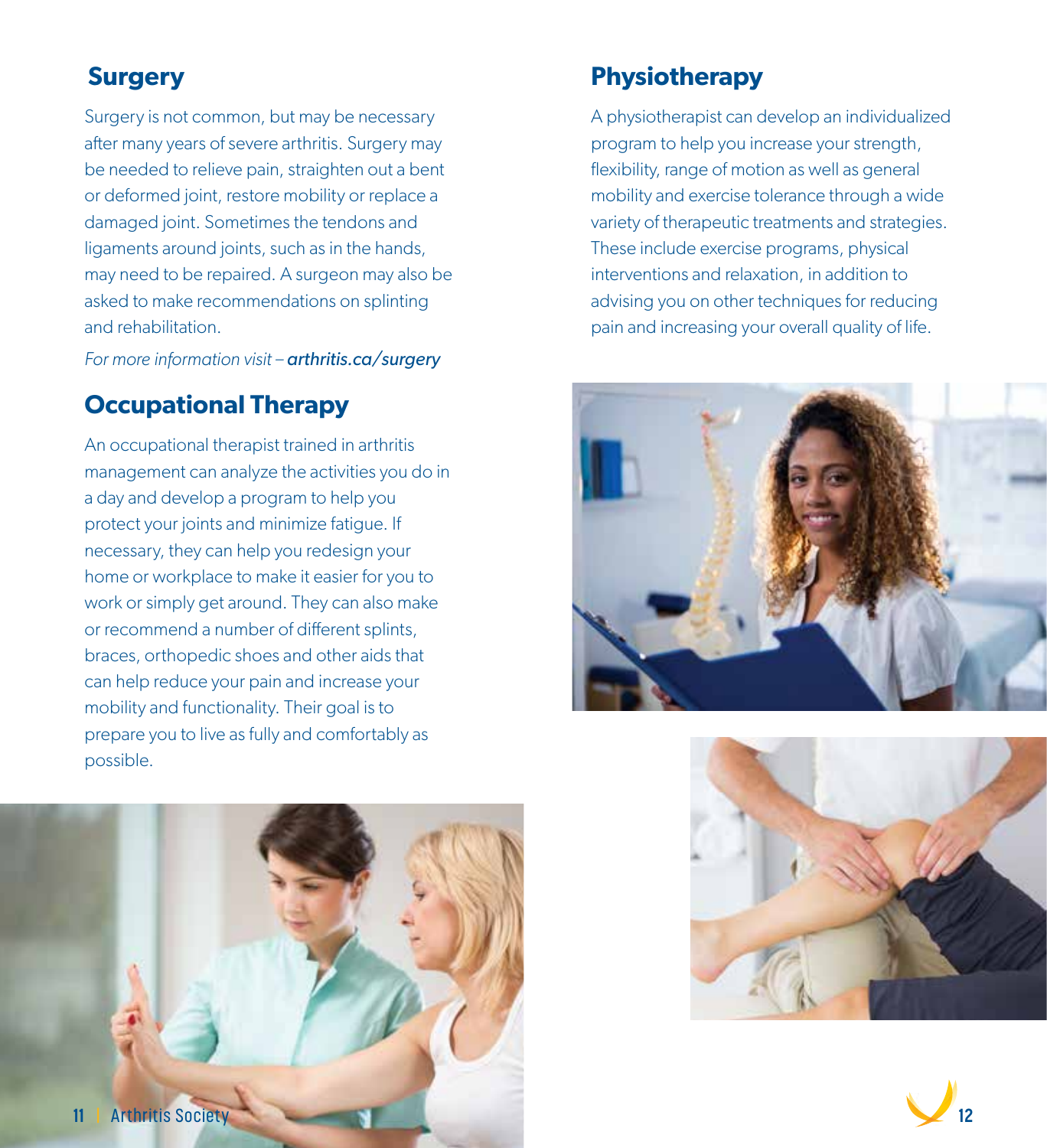## Surgery

Surgery is not common, but may be necessary after many years of severe arthritis. Surgery may be needed to relieve pain, straighten out a bent or deformed joint, restore mobility or replace a damaged joint. Sometimes the tendons and ligaments around joints, such as in the hands, may need to be repaired. A surgeon may also be asked to make recommendations on splinting and rehabilitation.

*For more information visit –* ***arthritis.ca/surgery***

## Occupational Therapy

An occupational therapist trained in arthritis management can analyze the activities you do in a day and develop a program to help you protect your joints and minimize fatigue. If necessary, they can help you redesign your home or workplace to make it easier for you to work or simply get around. They can also make or recommend a number of different splints, braces, orthopedic shoes and other aids that can help reduce your pain and increase your mobility and functionality. Their goal is to prepare you to live as fully and comfortably as possible.

## Physiotherapy

A physiotherapist can develop an individualized program to help you increase your strength, flexibility, range of motion as well as general mobility and exercise tolerance through a wide variety of therapeutic treatments and strategies. These include exercise programs, physical interventions and relaxation, in addition to advising you on other techniques for reducing pain and increasing your overall quality of life.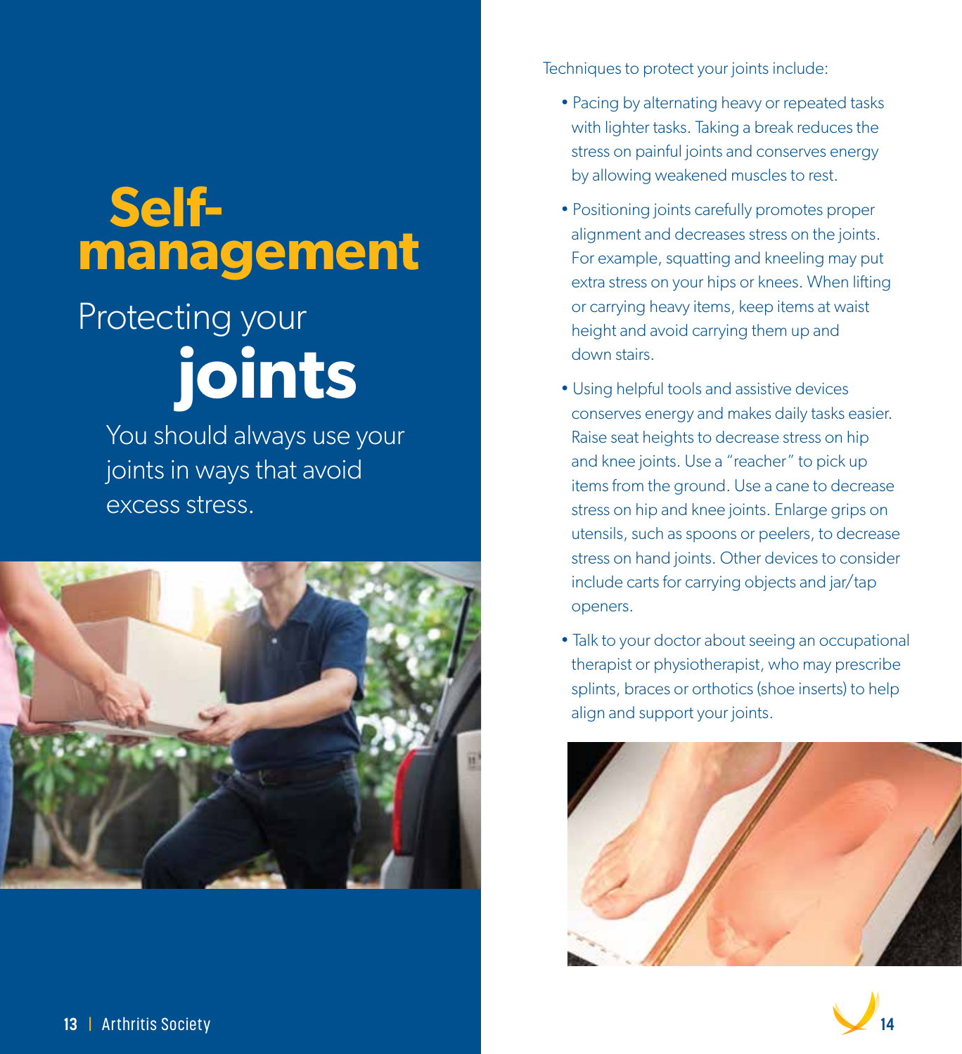# Self-management

## Protecting your joints

You should always use your joints in ways that avoid excess stress.

Techniques to protect your joints include:

- Pacing by alternating heavy or repeated tasks with lighter tasks. Taking a break reduces the stress on painful joints and conserves energy by allowing weakened muscles to rest.
- Positioning joints carefully promotes proper alignment and decreases stress on the joints. For example, squatting and kneeling may put extra stress on your hips or knees. When lifting or carrying heavy items, keep items at waist height and avoid carrying them up and down stairs.
- Using helpful tools and assistive devices conserves energy and makes daily tasks easier. Raise seat heights to decrease stress on hip and knee joints. Use a "reacher" to pick up items from the ground. Use a cane to decrease stress on hip and knee joints. Enlarge grips on utensils, such as spoons or peelers, to decrease stress on hand joints. Other devices to consider include carts for carrying objects and jar/tap openers.
- Talk to your doctor about seeing an occupational therapist or physiotherapist, who may prescribe splints, braces or orthotics (shoe inserts) to help align and support your joints.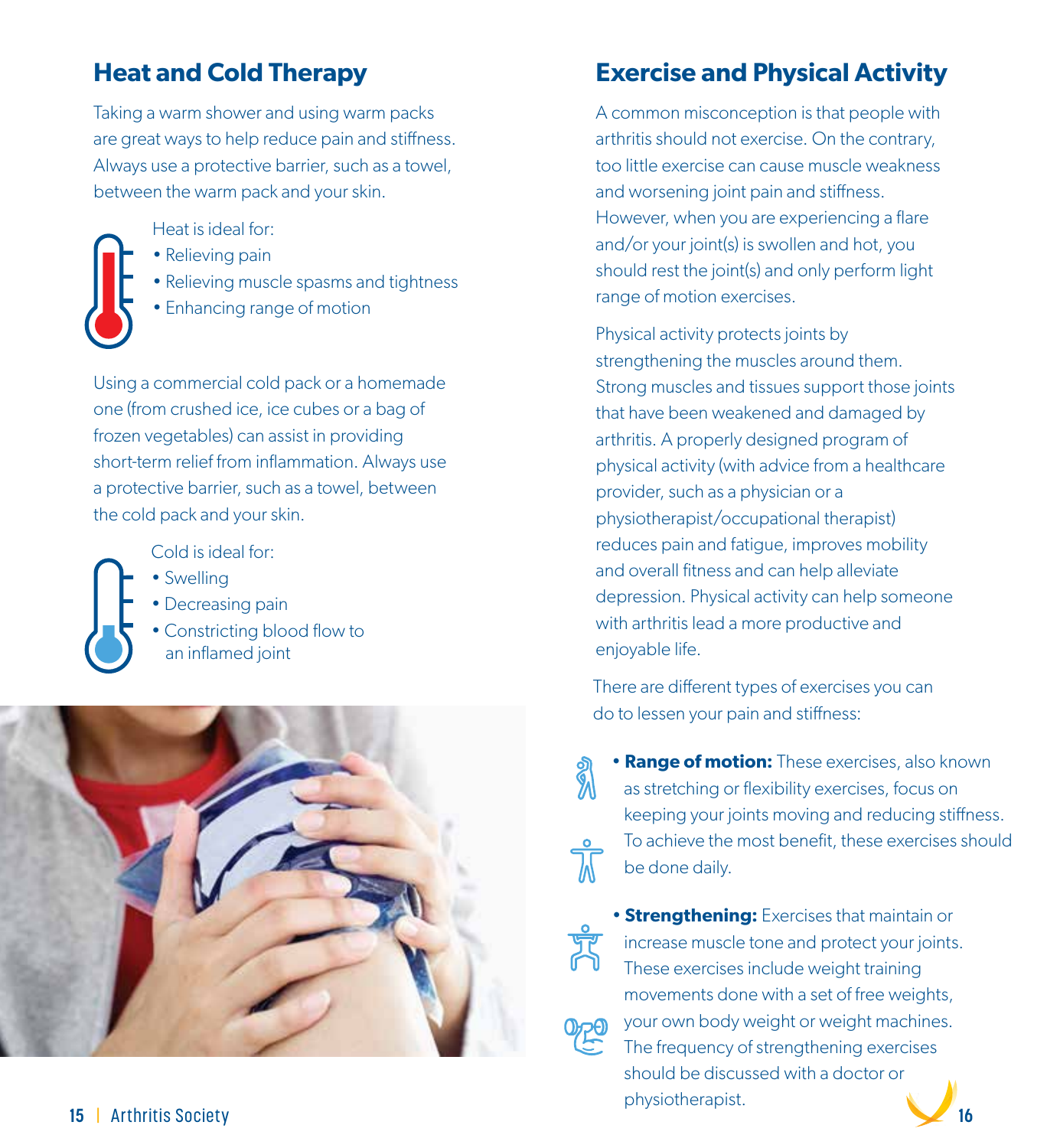## Heat and Cold Therapy

Taking a warm shower and using warm packs are great ways to help reduce pain and stiffness. Always use a protective barrier, such as a towel, between the warm pack and your skin.

Heat is ideal for:

- Relieving pain
- Relieving muscle spasms and tightness
- Enhancing range of motion

Using a commercial cold pack or a homemade one (from crushed ice, ice cubes or a bag of frozen vegetables) can assist in providing short-term relief from inflammation. Always use a protective barrier, such as a towel, between the cold pack and your skin.

Cold is ideal for:

- Swelling
- Decreasing pain
- Constricting blood flow to an inflamed joint

## Exercise and Physical Activity

A common misconception is that people with arthritis should not exercise. On the contrary, too little exercise can cause muscle weakness and worsening joint pain and stiffness. However, when you are experiencing a flare and/or your joint(s) is swollen and hot, you should rest the joint(s) and only perform light range of motion exercises.

Physical activity protects joints by strengthening the muscles around them. Strong muscles and tissues support those joints that have been weakened and damaged by arthritis. A properly designed program of physical activity (with advice from a healthcare provider, such as a physician or a physiotherapist/occupational therapist) reduces pain and fatigue, improves mobility and overall fitness and can help alleviate depression. Physical activity can help someone with arthritis lead a more productive and enjoyable life.

There are different types of exercises you can do to lessen your pain and stiffness:

- **Range of motion:** These exercises, also known as stretching or flexibility exercises, focus on keeping your joints moving and reducing stiffness. To achieve the most benefit, these exercises should be done daily.
- **Strengthening:** Exercises that maintain or increase muscle tone and protect your joints. These exercises include weight training movements done with a set of free weights, your own body weight or weight machines. The frequency of strengthening exercises should be discussed with a doctor or physiotherapist.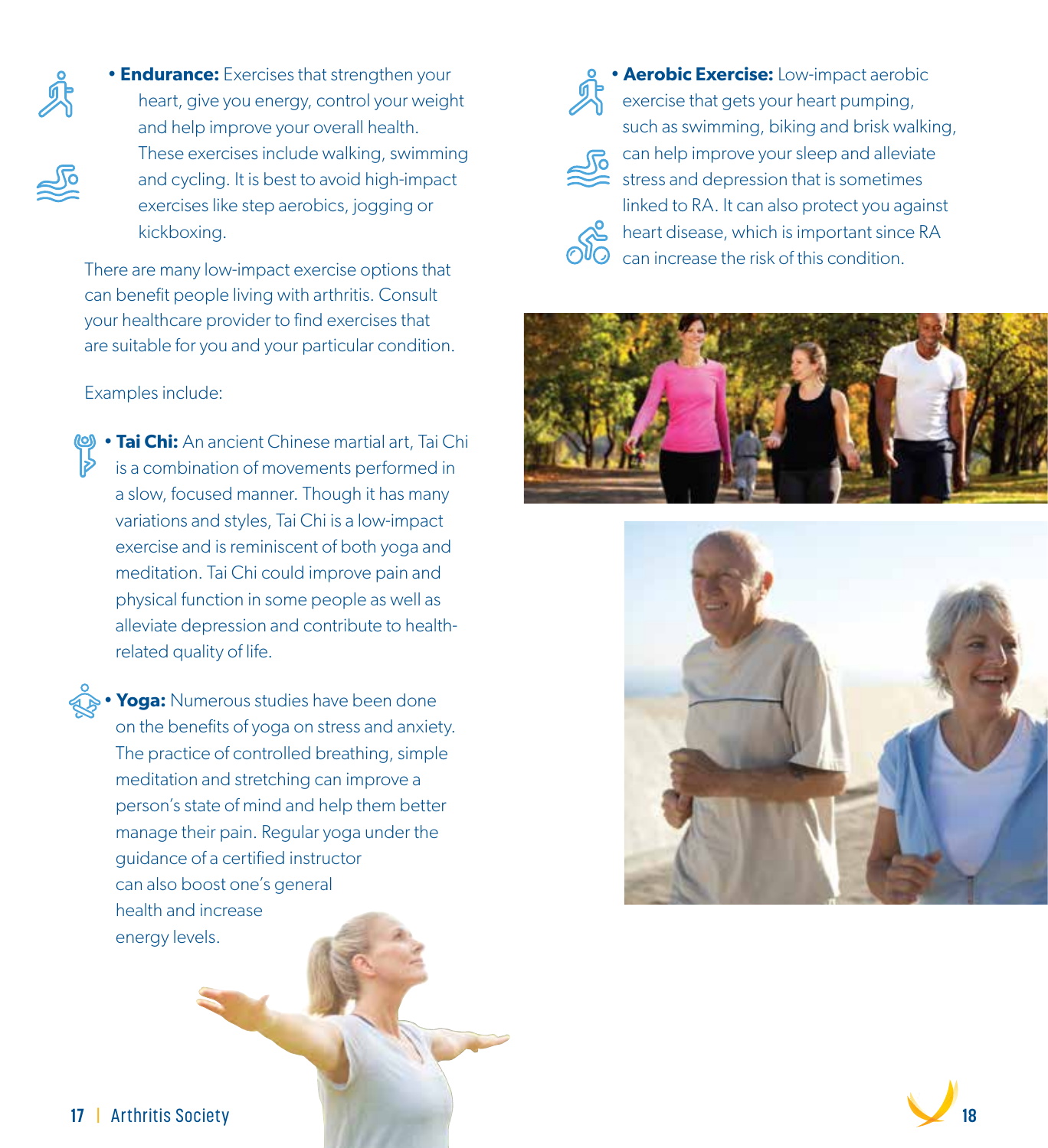- **Endurance:** Exercises that strengthen your heart, give you energy, control your weight and help improve your overall health. These exercises include walking, swimming and cycling. It is best to avoid high-impact exercises like step aerobics, jogging or kickboxing.

There are many low-impact exercise options that can benefit people living with arthritis. Consult your healthcare provider to find exercises that are suitable for you and your particular condition.

Examples include:

- **Tai Chi:** An ancient Chinese martial art, Tai Chi is a combination of movements performed in a slow, focused manner. Though it has many variations and styles, Tai Chi is a low-impact exercise and is reminiscent of both yoga and meditation. Tai Chi could improve pain and physical function in some people as well as alleviate depression and contribute to health-related quality of life.

- **Yoga:** Numerous studies have been done on the benefits of yoga on stress and anxiety. The practice of controlled breathing, simple meditation and stretching can improve a person's state of mind and help them better manage their pain. Regular yoga under the guidance of a certified instructor can also boost one's general health and increase energy levels.

- **Aerobic Exercise:** Low-impact aerobic exercise that gets your heart pumping, such as swimming, biking and brisk walking, can help improve your sleep and alleviate stress and depression that is sometimes linked to RA. It can also protect you against heart disease, which is important since RA can increase the risk of this condition.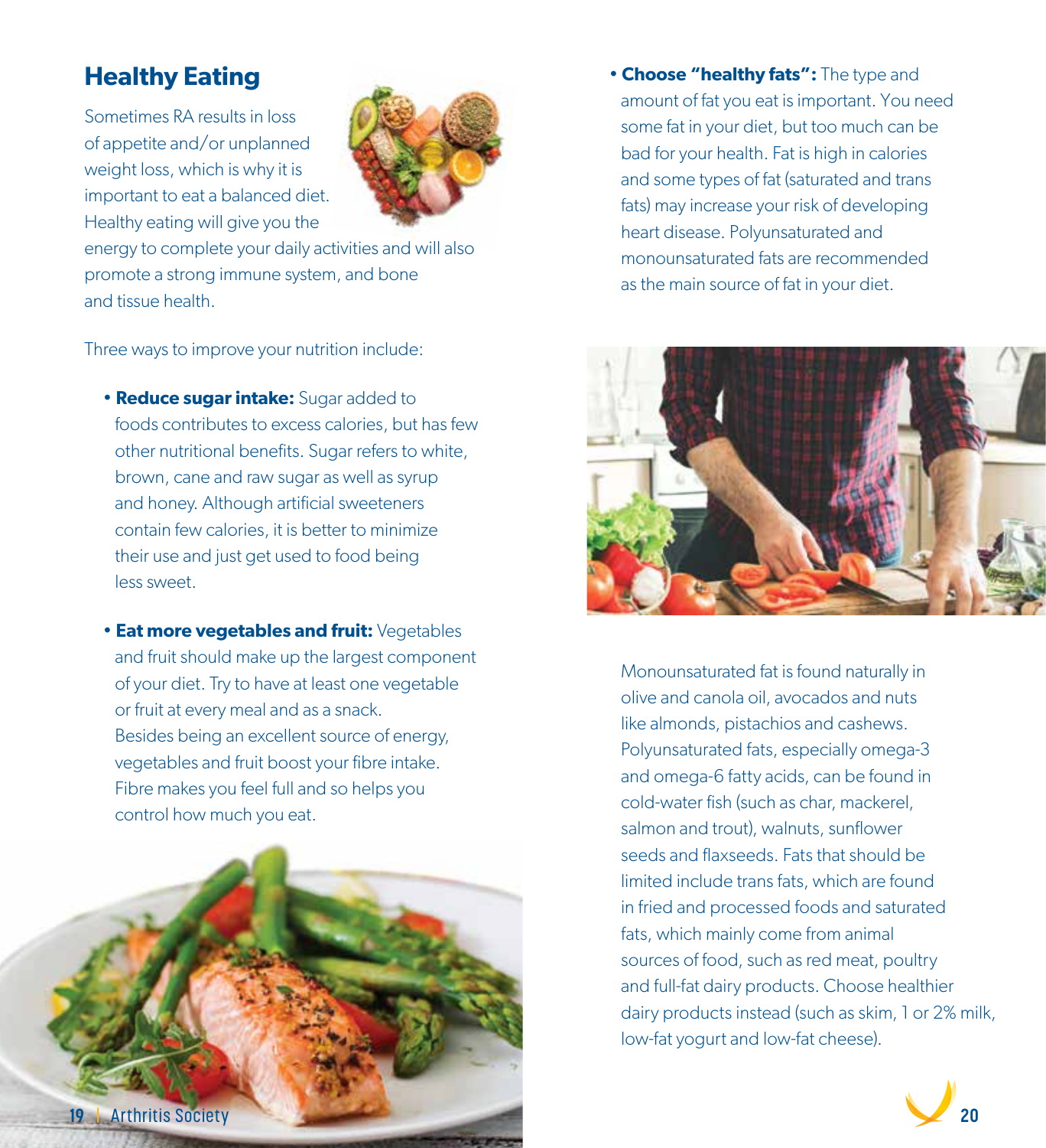## Healthy Eating

Sometimes RA results in loss of appetite and/or unplanned weight loss, which is why it is important to eat a balanced diet. Healthy eating will give you the energy to complete your daily activities and will also promote a strong immune system, and bone and tissue health.

Three ways to improve your nutrition include:

- **Reduce sugar intake:** Sugar added to foods contributes to excess calories, but has few other nutritional benefits. Sugar refers to white, brown, cane and raw sugar as well as syrup and honey. Although artificial sweeteners contain few calories, it is better to minimize their use and just get used to food being less sweet.
- **Eat more vegetables and fruit:** Vegetables and fruit should make up the largest component of your diet. Try to have at least one vegetable or fruit at every meal and as a snack. Besides being an excellent source of energy, vegetables and fruit boost your fibre intake. Fibre makes you feel full and so helps you control how much you eat.
- **Choose "healthy fats":** The type and amount of fat you eat is important. You need some fat in your diet, but too much can be bad for your health. Fat is high in calories and some types of fat (saturated and trans fats) may increase your risk of developing heart disease. Polyunsaturated and monounsaturated fats are recommended as the main source of fat in your diet.

Monounsaturated fat is found naturally in olive and canola oil, avocados and nuts like almonds, pistachios and cashews. Polyunsaturated fats, especially omega-3 and omega-6 fatty acids, can be found in cold-water fish (such as char, mackerel, salmon and trout), walnuts, sunflower seeds and flaxseeds. Fats that should be limited include trans fats, which are found in fried and processed foods and saturated fats, which mainly come from animal sources of food, such as red meat, poultry and full-fat dairy products. Choose healthier dairy products instead (such as skim, 1 or 2% milk, low-fat yogurt and low-fat cheese).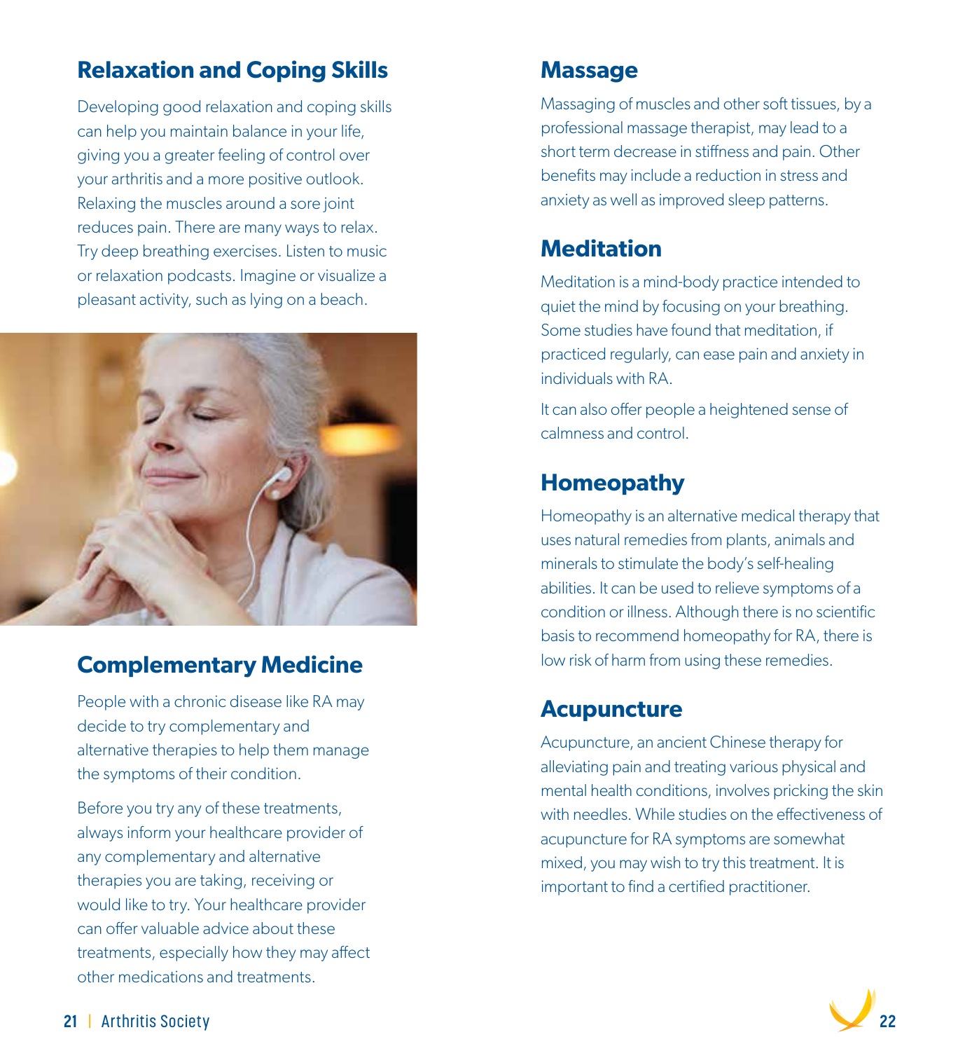## Relaxation and Coping Skills

Developing good relaxation and coping skills can help you maintain balance in your life, giving you a greater feeling of control over your arthritis and a more positive outlook. Relaxing the muscles around a sore joint reduces pain. There are many ways to relax. Try deep breathing exercises. Listen to music or relaxation podcasts. Imagine or visualize a pleasant activity, such as lying on a beach.

## Complementary Medicine

People with a chronic disease like RA may decide to try complementary and alternative therapies to help them manage the symptoms of their condition.

Before you try any of these treatments, always inform your healthcare provider of any complementary and alternative therapies you are taking, receiving or would like to try. Your healthcare provider can offer valuable advice about these treatments, especially how they may affect other medications and treatments.

## Massage

Massaging of muscles and other soft tissues, by a professional massage therapist, may lead to a short term decrease in stiffness and pain. Other benefits may include a reduction in stress and anxiety as well as improved sleep patterns.

## Meditation

Meditation is a mind-body practice intended to quiet the mind by focusing on your breathing. Some studies have found that meditation, if practiced regularly, can ease pain and anxiety in individuals with RA.

It can also offer people a heightened sense of calmness and control.

## Homeopathy

Homeopathy is an alternative medical therapy that uses natural remedies from plants, animals and minerals to stimulate the body's self-healing abilities. It can be used to relieve symptoms of a condition or illness. Although there is no scientific basis to recommend homeopathy for RA, there is low risk of harm from using these remedies.

## Acupuncture

Acupuncture, an ancient Chinese therapy for alleviating pain and treating various physical and mental health conditions, involves pricking the skin with needles. While studies on the effectiveness of acupuncture for RA symptoms are somewhat mixed, you may wish to try this treatment. It is important to find a certified practitioner.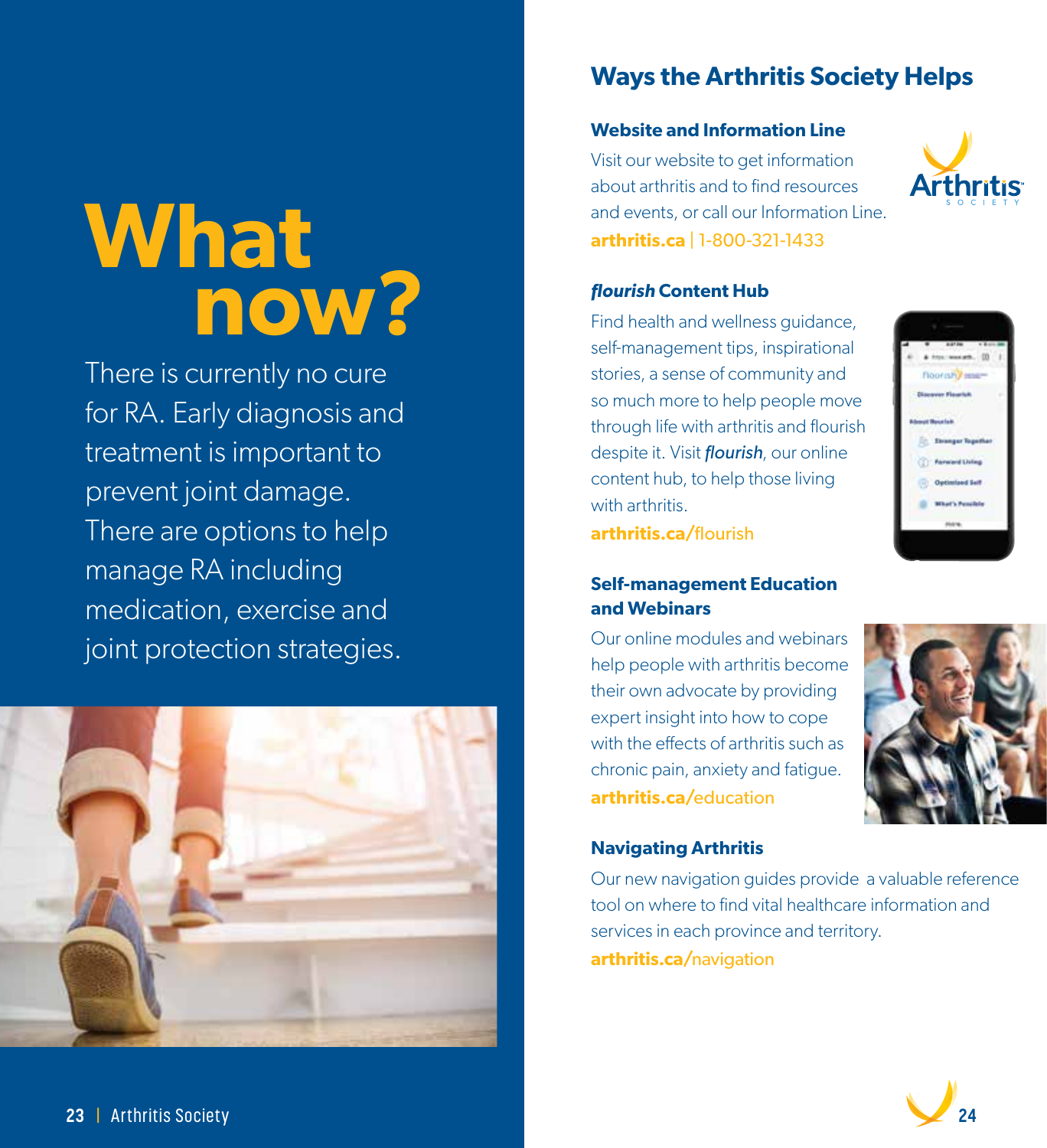# What now?

There is currently no cure for RA. Early diagnosis and treatment is important to prevent joint damage. There are options to help manage RA including medication, exercise and joint protection strategies.

## Ways the Arthritis Society Helps

### Website and Information Line

Visit our website to get information about arthritis and to find resources and events, or call our Information Line.

**arthritis.ca** | 1-800-321-1433

### *flourish* Content Hub

Find health and wellness guidance, self-management tips, inspirational stories, a sense of community and so much more to help people move through life with arthritis and flourish despite it. Visit ***flourish***, our online content hub, to help those living with arthritis.

**arthritis.ca/**flourish

### Self-management Education and Webinars

Our online modules and webinars help people with arthritis become their own advocate by providing expert insight into how to cope with the effects of arthritis such as chronic pain, anxiety and fatigue.

**arthritis.ca/**education

### Navigating Arthritis

Our new navigation guides provide a valuable reference tool on where to find vital healthcare information and services in each province and territory.

**arthritis.ca/**navigation